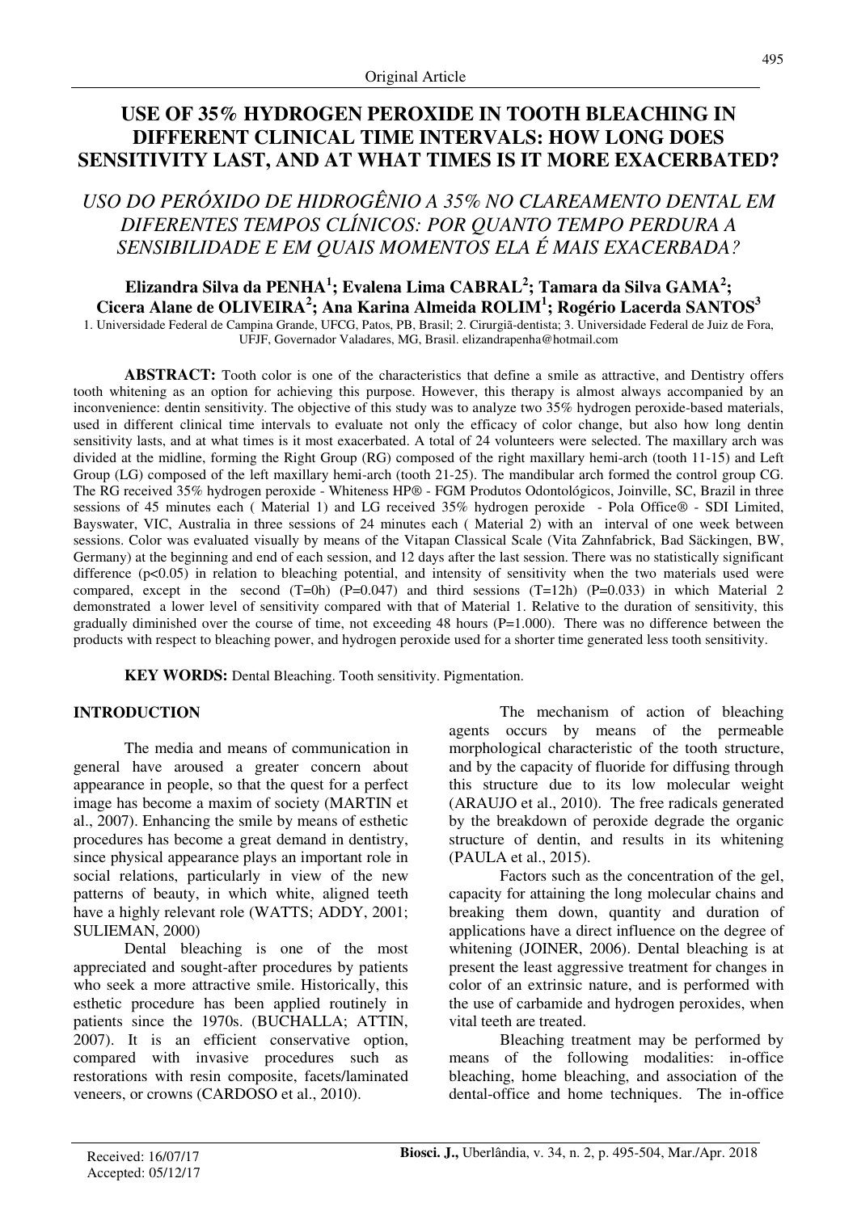Original Article

# USE OF 35% HYDROGEN PEROXIDE IN TOOTH BLEACHING IN DIFFERENT CLINICAL TIME INTERVALS: HOW LONG DOES SENSITIVITY LAST, AND AT WHAT TIMES IS IT MORE EXACERBATED?

## *USO DO PERÓXIDO DE HIDROGÊNIO A 35% NO CLAREAMENTO DENTAL EM DIFERENTES TEMPOS CLÍNICOS: POR QUANTO TEMPO PERDURA A SENSIBILIDADE E EM QUAIS MOMENTOS ELA É MAIS EXACERBADA?*

**Elizandra Silva da PENHA[1]; Evalena Lima CABRAL[2]; Tamara da Silva GAMA[2]; Cicera Alane de OLIVEIRA[2]; Ana Karina Almeida ROLIM[1]; Rogério Lacerda SANTOS[3]**

1. Universidade Federal de Campina Grande, UFCG, Patos, PB, Brasil; 2. Cirurgiã-dentista; 3. Universidade Federal de Juiz de Fora, UFJF, Governador Valadares, MG, Brasil. elizandrapenha@hotmail.com

**ABSTRACT:** Tooth color is one of the characteristics that define a smile as attractive, and Dentistry offers tooth whitening as an option for achieving this purpose. However, this therapy is almost always accompanied by an inconvenience: dentin sensitivity. The objective of this study was to analyze two 35% hydrogen peroxide-based materials, used in different clinical time intervals to evaluate not only the efficacy of color change, but also how long dentin sensitivity lasts, and at what times is it most exacerbated. A total of 24 volunteers were selected. The maxillary arch was divided at the midline, forming the Right Group (RG) composed of the right maxillary hemi-arch (tooth 11-15) and Left Group (LG) composed of the left maxillary hemi-arch (tooth 21-25). The mandibular arch formed the control group CG. The RG received 35% hydrogen peroxide - Whiteness HP® - FGM Produtos Odontológicos, Joinville, SC, Brazil in three sessions of 45 minutes each ( Material 1) and LG received 35% hydrogen peroxide - Pola Office® - SDI Limited, Bayswater, VIC, Australia in three sessions of 24 minutes each ( Material 2) with an interval of one week between sessions. Color was evaluated visually by means of the Vitapan Classical Scale (Vita Zahnfabrick, Bad Säckingen, BW, Germany) at the beginning and end of each session, and 12 days after the last session. There was no statistically significant difference ($p<0.05$) in relation to bleaching potential, and intensity of sensitivity when the two materials used were compared, except in the second (T=0h) ($P=0.047$) and third sessions (T=12h) ($P=0.033$) in which Material 2 demonstrated a lower level of sensitivity compared with that of Material 1. Relative to the duration of sensitivity, this gradually diminished over the course of time, not exceeding 48 hours ($P=1.000$). There was no difference between the products with respect to bleaching power, and hydrogen peroxide used for a shorter time generated less tooth sensitivity.

**KEY WORDS:** Dental Bleaching. Tooth sensitivity. Pigmentation.

## INTRODUCTION

The media and means of communication in general have aroused a greater concern about appearance in people, so that the quest for a perfect image has become a maxim of society (MARTIN et al., 2007). Enhancing the smile by means of esthetic procedures has become a great demand in dentistry, since physical appearance plays an important role in social relations, particularly in view of the new patterns of beauty, in which white, aligned teeth have a highly relevant role (WATTS; ADDY, 2001; SULIEMAN, 2000)

Dental bleaching is one of the most appreciated and sought-after procedures by patients who seek a more attractive smile. Historically, this esthetic procedure has been applied routinely in patients since the 1970s. (BUCHALLA; ATTIN, 2007). It is an efficient conservative option, compared with invasive procedures such as restorations with resin composite, facets/laminated veneers, or crowns (CARDOSO et al., 2010).

The mechanism of action of bleaching agents occurs by means of the permeable morphological characteristic of the tooth structure, and by the capacity of fluoride for diffusing through this structure due to its low molecular weight (ARAUJO et al., 2010). The free radicals generated by the breakdown of peroxide degrade the organic structure of dentin, and results in its whitening (PAULA et al., 2015).

Factors such as the concentration of the gel, capacity for attaining the long molecular chains and breaking them down, quantity and duration of applications have a direct influence on the degree of whitening (JOINER, 2006). Dental bleaching is at present the least aggressive treatment for changes in color of an extrinsic nature, and is performed with the use of carbamide and hydrogen peroxides, when vital teeth are treated.

Bleaching treatment may be performed by means of the following modalities: in-office bleaching, home bleaching, and association of the dental-office and home techniques. The in-office

Received: 16/07/17
Accepted: 05/12/17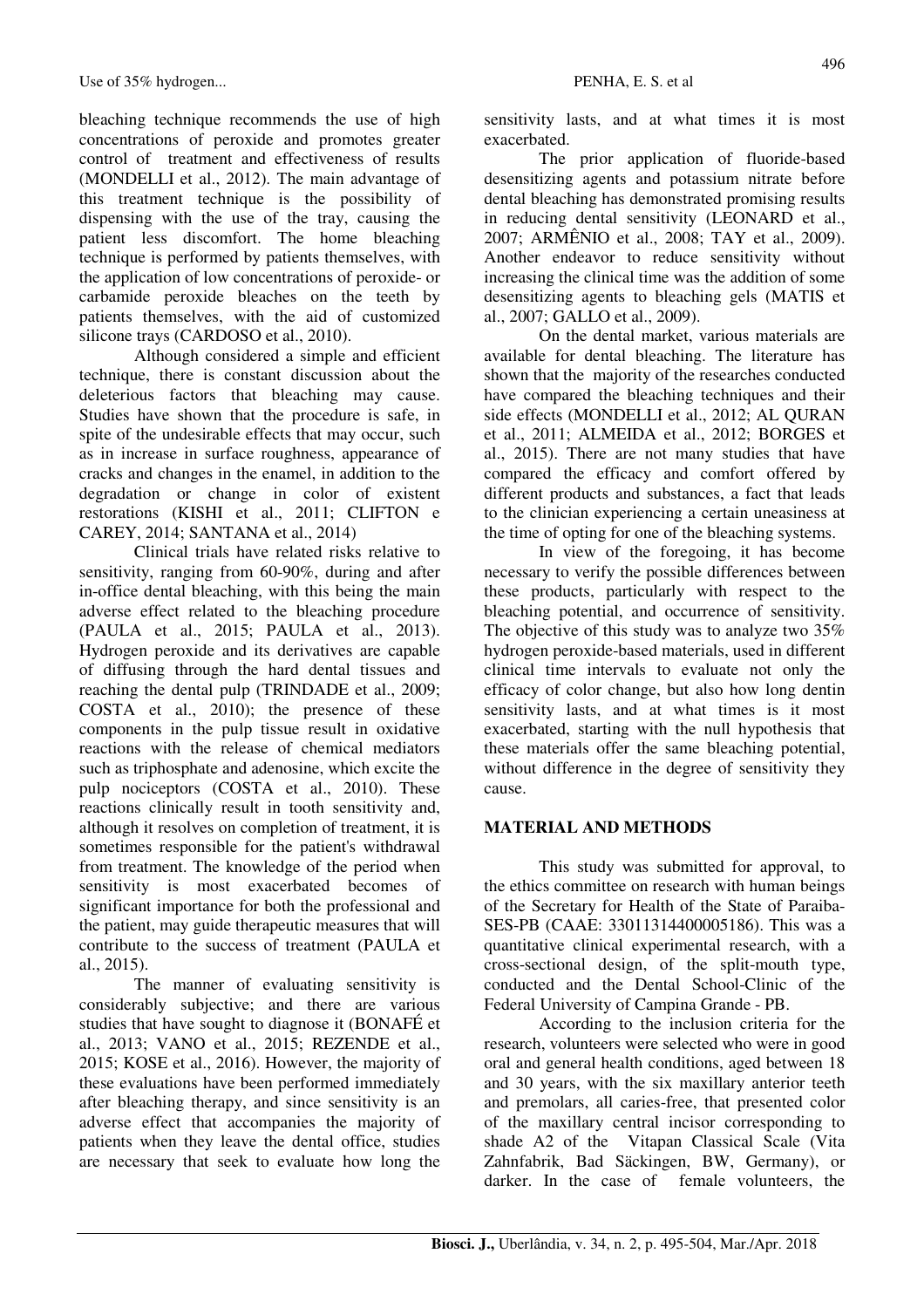bleaching technique recommends the use of high concentrations of peroxide and promotes greater control of treatment and effectiveness of results (MONDELLI et al., 2012). The main advantage of this treatment technique is the possibility of dispensing with the use of the tray, causing the patient less discomfort. The home bleaching technique is performed by patients themselves, with the application of low concentrations of peroxide- or carbamide peroxide bleaches on the teeth by patients themselves, with the aid of customized silicone trays (CARDOSO et al., 2010).

Although considered a simple and efficient technique, there is constant discussion about the deleterious factors that bleaching may cause. Studies have shown that the procedure is safe, in spite of the undesirable effects that may occur, such as in increase in surface roughness, appearance of cracks and changes in the enamel, in addition to the degradation or change in color of existent restorations (KISHI et al., 2011; CLIFTON e CAREY, 2014; SANTANA et al., 2014)

Clinical trials have related risks relative to sensitivity, ranging from 60-90%, during and after in-office dental bleaching, with this being the main adverse effect related to the bleaching procedure (PAULA et al., 2015; PAULA et al., 2013). Hydrogen peroxide and its derivatives are capable of diffusing through the hard dental tissues and reaching the dental pulp (TRINDADE et al., 2009; COSTA et al., 2010); the presence of these components in the pulp tissue result in oxidative reactions with the release of chemical mediators such as triphosphate and adenosine, which excite the pulp nociceptors (COSTA et al., 2010). These reactions clinically result in tooth sensitivity and, although it resolves on completion of treatment, it is sometimes responsible for the patient's withdrawal from treatment. The knowledge of the period when sensitivity is most exacerbated becomes of significant importance for both the professional and the patient, may guide therapeutic measures that will contribute to the success of treatment (PAULA et al., 2015).

The manner of evaluating sensitivity is considerably subjective; and there are various studies that have sought to diagnose it (BONAFÉ et al., 2013; VANO et al., 2015; REZENDE et al., 2015; KOSE et al., 2016). However, the majority of these evaluations have been performed immediately after bleaching therapy, and since sensitivity is an adverse effect that accompanies the majority of patients when they leave the dental office, studies are necessary that seek to evaluate how long the sensitivity lasts, and at what times it is most exacerbated.

The prior application of fluoride-based desensitizing agents and potassium nitrate before dental bleaching has demonstrated promising results in reducing dental sensitivity (LEONARD et al., 2007; ARMÊNIO et al., 2008; TAY et al., 2009). Another endeavor to reduce sensitivity without increasing the clinical time was the addition of some desensitizing agents to bleaching gels (MATIS et al., 2007; GALLO et al., 2009).

On the dental market, various materials are available for dental bleaching. The literature has shown that the majority of the researches conducted have compared the bleaching techniques and their side effects (MONDELLI et al., 2012; AL QURAN et al., 2011; ALMEIDA et al., 2012; BORGES et al., 2015). There are not many studies that have compared the efficacy and comfort offered by different products and substances, a fact that leads to the clinician experiencing a certain uneasiness at the time of opting for one of the bleaching systems.

In view of the foregoing, it has become necessary to verify the possible differences between these products, particularly with respect to the bleaching potential, and occurrence of sensitivity. The objective of this study was to analyze two 35% hydrogen peroxide-based materials, used in different clinical time intervals to evaluate not only the efficacy of color change, but also how long dentin sensitivity lasts, and at what times is it most exacerbated, starting with the null hypothesis that these materials offer the same bleaching potential, without difference in the degree of sensitivity they cause.

## MATERIAL AND METHODS

This study was submitted for approval, to the ethics committee on research with human beings of the Secretary for Health of the State of Paraiba-SES-PB (CAAE: 33011314400005186). This was a quantitative clinical experimental research, with a cross-sectional design, of the split-mouth type, conducted and the Dental School-Clinic of the Federal University of Campina Grande - PB.

According to the inclusion criteria for the research, volunteers were selected who were in good oral and general health conditions, aged between 18 and 30 years, with the six maxillary anterior teeth and premolars, all caries-free, that presented color of the maxillary central incisor corresponding to shade A2 of the Vitapan Classical Scale (Vita Zahnfabrik, Bad Säckingen, BW, Germany), or darker. In the case of female volunteers, the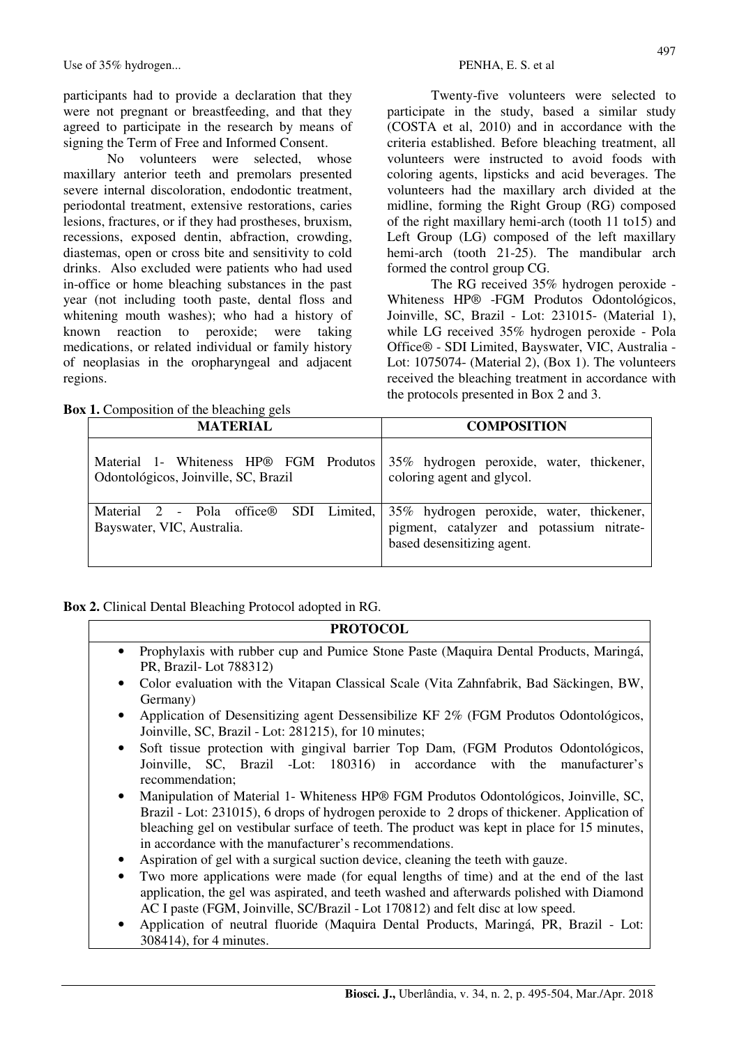participants had to provide a declaration that they were not pregnant or breastfeeding, and that they agreed to participate in the research by means of signing the Term of Free and Informed Consent.

No volunteers were selected, whose maxillary anterior teeth and premolars presented severe internal discoloration, endodontic treatment, periodontal treatment, extensive restorations, caries lesions, fractures, or if they had prostheses, bruxism, recessions, exposed dentin, abfraction, crowding, diastemas, open or cross bite and sensitivity to cold drinks. Also excluded were patients who had used in-office or home bleaching substances in the past year (not including tooth paste, dental floss and whitening mouth washes); who had a history of known reaction to peroxide; were taking medications, or related individual or family history of neoplasias in the oropharyngeal and adjacent regions.

Twenty-five volunteers were selected to participate in the study, based a similar study (COSTA et al, 2010) and in accordance with the criteria established. Before bleaching treatment, all volunteers were instructed to avoid foods with coloring agents, lipsticks and acid beverages. The volunteers had the maxillary arch divided at the midline, forming the Right Group (RG) composed of the right maxillary hemi-arch (tooth 11 to15) and Left Group (LG) composed of the left maxillary hemi-arch (tooth 21-25). The mandibular arch formed the control group CG.

The RG received 35% hydrogen peroxide - Whiteness HP® -FGM Produtos Odontológicos, Joinville, SC, Brazil - Lot: 231015- (Material 1), while LG received 35% hydrogen peroxide - Pola Office® - SDI Limited, Bayswater, VIC, Australia - Lot: 1075074- (Material 2), (Box 1). The volunteers received the bleaching treatment in accordance with the protocols presented in Box 2 and 3.

**Box 1.** Composition of the bleaching gels

| MATERIAL | COMPOSITION |
|---|---|
| Material 1- Whiteness HP® FGM Produtos Odontológicos, Joinville, SC, Brazil | 35% hydrogen peroxide, water, thickener, coloring agent and glycol. |
| Material 2 - Pola office® SDI Limited, Bayswater, VIC, Australia. | 35% hydrogen peroxide, water, thickener, pigment, catalyzer and potassium nitrate-based desensitizing agent. |

**Box 2.** Clinical Dental Bleaching Protocol adopted in RG.

| PROTOCOL |
|---|
| • Prophylaxis with rubber cup and Pumice Stone Paste (Maquira Dental Products, Maringá, PR, Brazil- Lot 788312)<br>• Color evaluation with the Vitapan Classical Scale (Vita Zahnfabrik, Bad Säckingen, BW, Germany)<br>• Application of Desensitizing agent Dessensibilize KF 2% (FGM Produtos Odontológicos, Joinville, SC, Brazil - Lot: 281215), for 10 minutes;<br>• Soft tissue protection with gingival barrier Top Dam, (FGM Produtos Odontológicos, Joinville, SC, Brazil -Lot: 180316) in accordance with the manufacturer's recommendation;<br>• Manipulation of Material 1- Whiteness HP® FGM Produtos Odontológicos, Joinville, SC, Brazil - Lot: 231015), 6 drops of hydrogen peroxide to 2 drops of thickener. Application of bleaching gel on vestibular surface of teeth. The product was kept in place for 15 minutes, in accordance with the manufacturer's recommendations.<br>• Aspiration of gel with a surgical suction device, cleaning the teeth with gauze.<br>• Two more applications were made (for equal lengths of time) and at the end of the last application, the gel was aspirated, and teeth washed and afterwards polished with Diamond AC I paste (FGM, Joinville, SC/Brazil - Lot 170812) and felt disc at low speed.<br>• Application of neutral fluoride (Maquira Dental Products, Maringá, PR, Brazil - Lot: 308414), for 4 minutes. |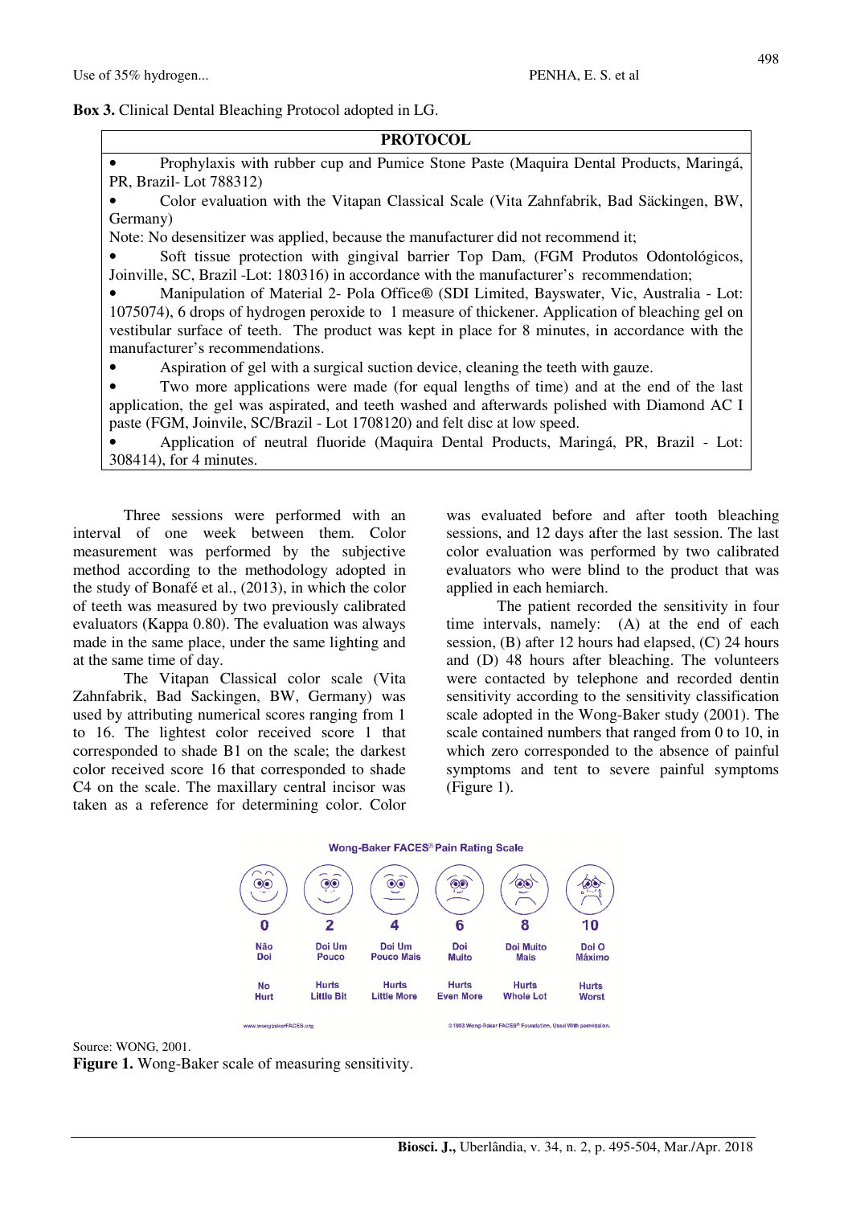**Box 3.** Clinical Dental Bleaching Protocol adopted in LG.

| PROTOCOL |
|---|
| • Prophylaxis with rubber cup and Pumice Stone Paste (Maquira Dental Products, Maringá, PR, Brazil- Lot 788312) |
| • Color evaluation with the Vitapan Classical Scale (Vita Zahnfabrik, Bad Säckingen, BW, Germany) |
| Note: No desensitizer was applied, because the manufacturer did not recommend it; |
| • Soft tissue protection with gingival barrier Top Dam, (FGM Produtos Odontológicos, Joinville, SC, Brazil -Lot: 180316) in accordance with the manufacturer's recommendation; |
| • Manipulation of Material 2- Pola Office® (SDI Limited, Bayswater, Vic, Australia - Lot: 1075074), 6 drops of hydrogen peroxide to 1 measure of thickener. Application of bleaching gel on vestibular surface of teeth. The product was kept in place for 8 minutes, in accordance with the manufacturer's recommendations. |
| • Aspiration of gel with a surgical suction device, cleaning the teeth with gauze. |
| • Two more applications were made (for equal lengths of time) and at the end of the last application, the gel was aspirated, and teeth washed and afterwards polished with Diamond AC I paste (FGM, Joinvile, SC/Brazil - Lot 1708120) and felt disc at low speed. |
| • Application of neutral fluoride (Maquira Dental Products, Maringá, PR, Brazil - Lot: 308414), for 4 minutes. |

Three sessions were performed with an interval of one week between them. Color measurement was performed by the subjective method according to the methodology adopted in the study of Bonafé et al., (2013), in which the color of teeth was measured by two previously calibrated evaluators (Kappa 0.80). The evaluation was always made in the same place, under the same lighting and at the same time of day.

The Vitapan Classical color scale (Vita Zahnfabrik, Bad Sackingen, BW, Germany) was used by attributing numerical scores ranging from 1 to 16. The lightest color received score 1 that corresponded to shade B1 on the scale; the darkest color received score 16 that corresponded to shade C4 on the scale. The maxillary central incisor was taken as a reference for determining color. Color was evaluated before and after tooth bleaching sessions, and 12 days after the last session. The last color evaluation was performed by two calibrated evaluators who were blind to the product that was applied in each hemiarch.

The patient recorded the sensitivity in four time intervals, namely: (A) at the end of each session, (B) after 12 hours had elapsed, (C) 24 hours and (D) 48 hours after bleaching. The volunteers were contacted by telephone and recorded dentin sensitivity according to the sensitivity classification scale adopted in the Wong-Baker study (2001). The scale contained numbers that ranged from 0 to 10, in which zero corresponded to the absence of painful symptoms and tent to severe painful symptoms (Figure 1).

Wong-Baker FACES® Pain Rating Scale

| 0 | 2 | 4 | 6 | 8 | 10 |
|---|---|---|---|---|---|
| Não Doi | Doi Um Pouco | Doi Um Pouco Mais | Doi Muito | Doi Muito Mais | Doi O Máximo |
| No Hurt | Hurts Little Bit | Hurts Little More | Hurts Even More | Hurts Whole Lot | Hurts Worst |

www.wongbakerFACES.org ©1983 Wong-Baker FACES® Foundation. Used With permission.

Source: WONG, 2001.

**Figure 1.** Wong-Baker scale of measuring sensitivity.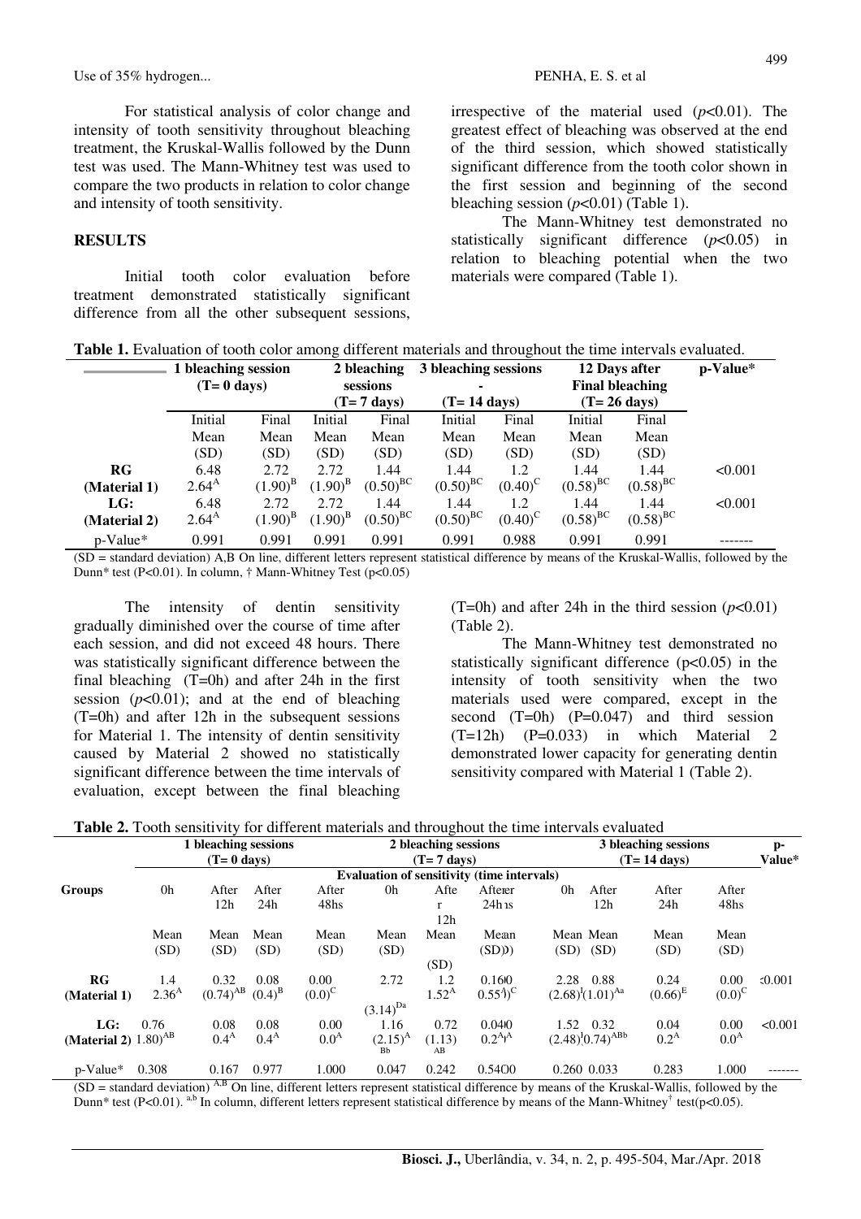For statistical analysis of color change and intensity of tooth sensitivity throughout bleaching treatment, the Kruskal-Wallis followed by the Dunn test was used. The Mann-Whitney test was used to compare the two products in relation to color change and intensity of tooth sensitivity.

## RESULTS

Initial tooth color evaluation before treatment demonstrated statistically significant difference from all the other subsequent sessions, irrespective of the material used ($p$<0.01). The greatest effect of bleaching was observed at the end of the third session, which showed statistically significant difference from the tooth color shown in the first session and beginning of the second bleaching session ($p$<0.01) (Table 1).

The Mann-Whitney test demonstrated no statistically significant difference ($p$<0.05) in relation to bleaching potential when the two materials were compared (Table 1).

**Table 1.** Evaluation of tooth color among different materials and throughout the time intervals evaluated.

| | 1 bleaching session (T= 0 days) | | 2 bleaching sessions (T= 7 days) | | 3 bleaching sessions - (T= 14 days) | | 12 Days after Final bleaching (T= 26 days) | | p-Value* |
|---|---|---|---|---|---|---|---|---|---|
| | Initial Mean (SD) | Final Mean (SD) | Initial Mean (SD) | Final Mean (SD) | Initial Mean (SD) | Final Mean (SD) | Initial Mean (SD) | Final Mean (SD) | |
| RG (Material 1) | 6.48 2.64[A] | 2.72 (1.90)[B] | 2.72 (1.90)[B] | 1.44 (0.50)[BC] | 1.44 (0.50)[BC] | 1.2 (0.40)[C] | 1.44 (0.58)[BC] | 1.44 (0.58)[BC] | <0.001 |
| LG: (Material 2) | 6.48 2.64[A] | 2.72 (1.90)[B] | 2.72 (1.90)[B] | 1.44 (0.50)[BC] | 1.44 (0.50)[BC] | 1.2 (0.40)[C] | 1.44 (0.58)[BC] | 1.44 (0.58)[BC] | <0.001 |
| p-Value* | 0.991 | 0.991 | 0.991 | 0.991 | 0.991 | 0.988 | 0.991 | 0.991 | ------- |

(SD = standard deviation) A,B On line, different letters represent statistical difference by means of the Kruskal-Wallis, followed by the Dunn* test (P<0.01). In column, † Mann-Whitney Test (p<0.05)

The intensity of dentin sensitivity gradually diminished over the course of time after each session, and did not exceed 48 hours. There was statistically significant difference between the final bleaching (T=0h) and after 24h in the first session ($p$<0.01); and at the end of bleaching (T=0h) and after 12h in the subsequent sessions for Material 1. The intensity of dentin sensitivity caused by Material 2 showed no statistically significant difference between the time intervals of evaluation, except between the final bleaching (T=0h) and after 24h in the third session ($p$<0.01) (Table 2).

The Mann-Whitney test demonstrated no statistically significant difference (p<0.05) in the intensity of tooth sensitivity when the two materials used were compared, except in the second (T=0h) (P=0.047) and third session (T=12h) (P=0.033) in which Material 2 demonstrated lower capacity for generating dentin sensitivity compared with Material 1 (Table 2).

**Table 2.** Tooth sensitivity for different materials and throughout the time intervals evaluated

| Groups | 1 bleaching sessions (T= 0 days) | | | | 2 bleaching sessions (T= 7 days) | | | 3 bleaching sessions (T= 14 days) | | | | p-Value* |
|---|---|---|---|---|---|---|---|---|---|---|---|---|
| | Evaluation of sensitivity (time intervals) | | | | | | | | | | | |
| | 0h | After 12h | After 24h | After 48hs | 0h | After 12h | After 24hs | 0h | After 12h | After 24h | After 48hs | |
| | Mean (SD) | Mean (SD) | Mean (SD) | Mean (SD) | Mean (SD) | Mean (SD) | Mean (SD) | Mean (SD) | Mean (SD) | Mean (SD) | Mean (SD) | |
| RG (Material 1) | 1.4 2.36[A] | 0.32 (0.74)[AB] | 0.08 (0.4)[B] | 0.00 (0.0)[C] | 2.72 (3.14)[Da] | 1.2 1.52[A] | 0.160 0.55[4])[C] | 2.28 (2.68)[‡] | 0.88 (1.01)[Aa] | 0.24 (0.66)[E] | 0.00 (0.0)[C] | <0.001 |
| LG: (Material 2) | 0.76 1.80)[AB] | 0.08 0.4[A] | 0.08 0.4[A] | 0.00 0.0[A] | 1.16 (2.15)[A] Bb | 0.72 (1.13) AB | 0.040 0.2[A]‡[A] | 1.52 (2.48)[‡] | 0.32 (0.74)[ABb] | 0.04 0.2[A] | 0.00 0.0[A] | <0.001 |
| p-Value* | 0.308 | 0.167 | 0.977 | 1.000 | 0.047 | 0.242 | 0.540 | 0.260 | 0.033 | 0.283 | 1.000 | ------- |

(SD = standard deviation) [A,B] On line, different letters represent statistical difference by means of the Kruskal-Wallis, followed by the Dunn* test (P<0.01). [a,b] In column, different letters represent statistical difference by means of the Mann-Whitney[†] test(p<0.05).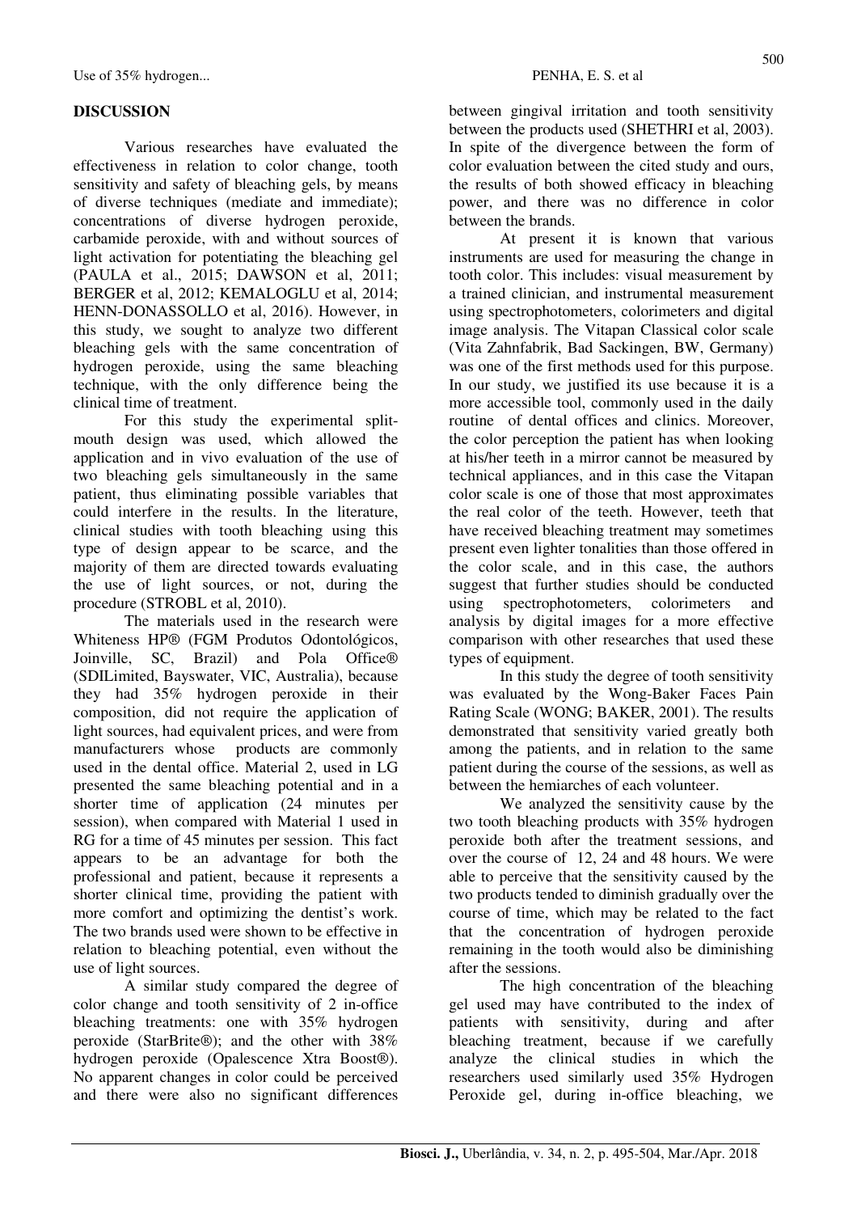## DISCUSSION

Various researches have evaluated the effectiveness in relation to color change, tooth sensitivity and safety of bleaching gels, by means of diverse techniques (mediate and immediate); concentrations of diverse hydrogen peroxide, carbamide peroxide, with and without sources of light activation for potentiating the bleaching gel (PAULA et al., 2015; DAWSON et al, 2011; BERGER et al, 2012; KEMALOGLU et al, 2014; HENN-DONASSOLLO et al, 2016). However, in this study, we sought to analyze two different bleaching gels with the same concentration of hydrogen peroxide, using the same bleaching technique, with the only difference being the clinical time of treatment.

For this study the experimental split-mouth design was used, which allowed the application and in vivo evaluation of the use of two bleaching gels simultaneously in the same patient, thus eliminating possible variables that could interfere in the results. In the literature, clinical studies with tooth bleaching using this type of design appear to be scarce, and the majority of them are directed towards evaluating the use of light sources, or not, during the procedure (STROBL et al, 2010).

The materials used in the research were Whiteness HP® (FGM Produtos Odontológicos, Joinville, SC, Brazil) and Pola Office® (SDILimited, Bayswater, VIC, Australia), because they had 35% hydrogen peroxide in their composition, did not require the application of light sources, had equivalent prices, and were from manufacturers whose products are commonly used in the dental office. Material 2, used in LG presented the same bleaching potential and in a shorter time of application (24 minutes per session), when compared with Material 1 used in RG for a time of 45 minutes per session. This fact appears to be an advantage for both the professional and patient, because it represents a shorter clinical time, providing the patient with more comfort and optimizing the dentist's work. The two brands used were shown to be effective in relation to bleaching potential, even without the use of light sources.

A similar study compared the degree of color change and tooth sensitivity of 2 in-office bleaching treatments: one with 35% hydrogen peroxide (StarBrite®); and the other with 38% hydrogen peroxide (Opalescence Xtra Boost®). No apparent changes in color could be perceived and there were also no significant differences between gingival irritation and tooth sensitivity between the products used (SHETHRI et al, 2003). In spite of the divergence between the form of color evaluation between the cited study and ours, the results of both showed efficacy in bleaching power, and there was no difference in color between the brands.

At present it is known that various instruments are used for measuring the change in tooth color. This includes: visual measurement by a trained clinician, and instrumental measurement using spectrophotometers, colorimeters and digital image analysis. The Vitapan Classical color scale (Vita Zahnfabrik, Bad Sackingen, BW, Germany) was one of the first methods used for this purpose. In our study, we justified its use because it is a more accessible tool, commonly used in the daily routine of dental offices and clinics. Moreover, the color perception the patient has when looking at his/her teeth in a mirror cannot be measured by technical appliances, and in this case the Vitapan color scale is one of those that most approximates the real color of the teeth. However, teeth that have received bleaching treatment may sometimes present even lighter tonalities than those offered in the color scale, and in this case, the authors suggest that further studies should be conducted using spectrophotometers, colorimeters and analysis by digital images for a more effective comparison with other researches that used these types of equipment.

In this study the degree of tooth sensitivity was evaluated by the Wong-Baker Faces Pain Rating Scale (WONG; BAKER, 2001). The results demonstrated that sensitivity varied greatly both among the patients, and in relation to the same patient during the course of the sessions, as well as between the hemiarches of each volunteer.

We analyzed the sensitivity cause by the two tooth bleaching products with 35% hydrogen peroxide both after the treatment sessions, and over the course of 12, 24 and 48 hours. We were able to perceive that the sensitivity caused by the two products tended to diminish gradually over the course of time, which may be related to the fact that the concentration of hydrogen peroxide remaining in the tooth would also be diminishing after the sessions.

The high concentration of the bleaching gel used may have contributed to the index of patients with sensitivity, during and after bleaching treatment, because if we carefully analyze the clinical studies in which the researchers used similarly used 35% Hydrogen Peroxide gel, during in-office bleaching, we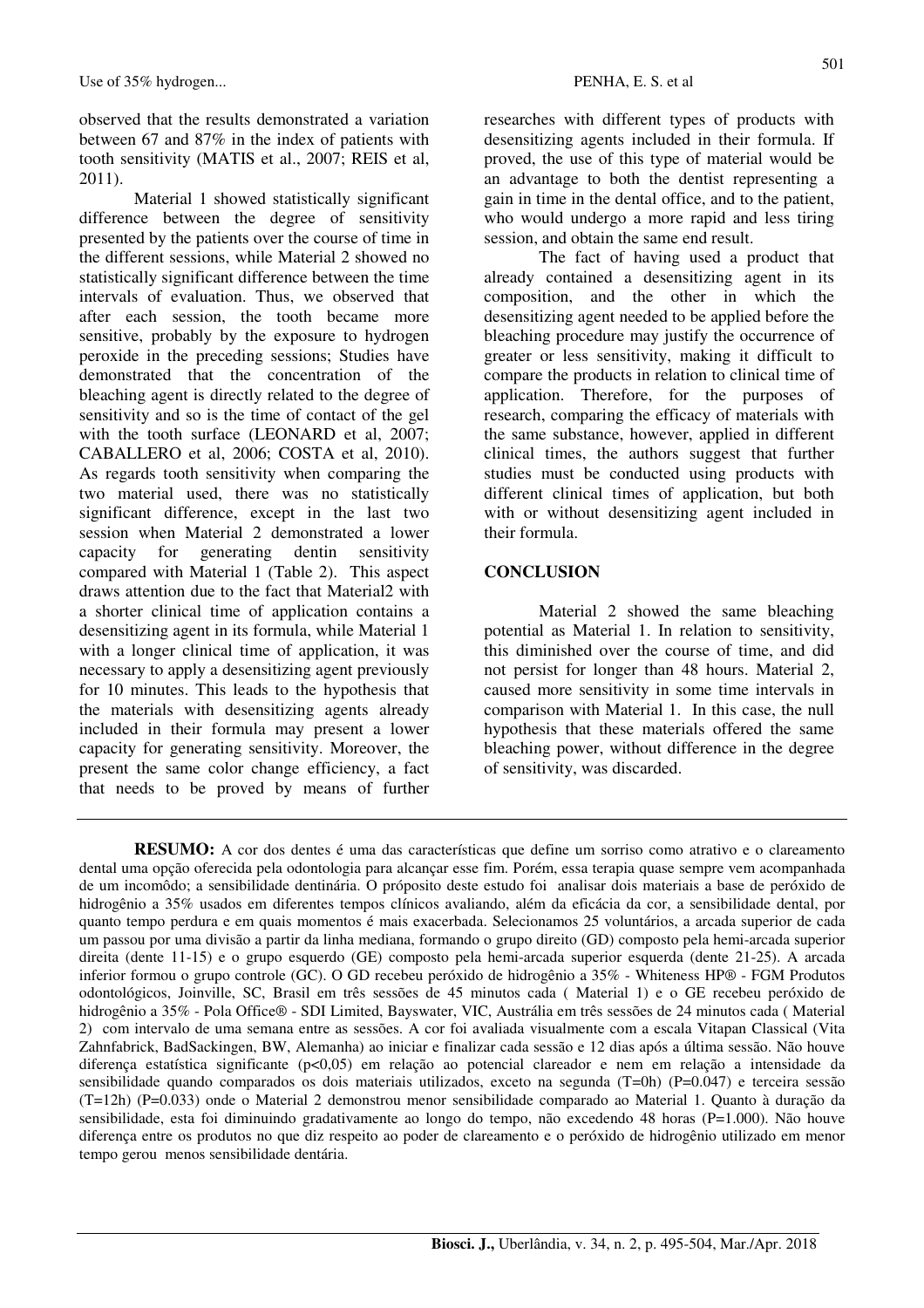observed that the results demonstrated a variation between 67 and 87% in the index of patients with tooth sensitivity (MATIS et al., 2007; REIS et al, 2011).

Material 1 showed statistically significant difference between the degree of sensitivity presented by the patients over the course of time in the different sessions, while Material 2 showed no statistically significant difference between the time intervals of evaluation. Thus, we observed that after each session, the tooth became more sensitive, probably by the exposure to hydrogen peroxide in the preceding sessions; Studies have demonstrated that the concentration of the bleaching agent is directly related to the degree of sensitivity and so is the time of contact of the gel with the tooth surface (LEONARD et al, 2007; CABALLERO et al, 2006; COSTA et al, 2010). As regards tooth sensitivity when comparing the two material used, there was no statistically significant difference, except in the last two session when Material 2 demonstrated a lower capacity for generating dentin sensitivity compared with Material 1 (Table 2). This aspect draws attention due to the fact that Material2 with a shorter clinical time of application contains a desensitizing agent in its formula, while Material 1 with a longer clinical time of application, it was necessary to apply a desensitizing agent previously for 10 minutes. This leads to the hypothesis that the materials with desensitizing agents already included in their formula may present a lower capacity for generating sensitivity. Moreover, the present the same color change efficiency, a fact that needs to be proved by means of further researches with different types of products with desensitizing agents included in their formula. If proved, the use of this type of material would be an advantage to both the dentist representing a gain in time in the dental office, and to the patient, who would undergo a more rapid and less tiring session, and obtain the same end result.

The fact of having used a product that already contained a desensitizing agent in its composition, and the other in which the desensitizing agent needed to be applied before the bleaching procedure may justify the occurrence of greater or less sensitivity, making it difficult to compare the products in relation to clinical time of application. Therefore, for the purposes of research, comparing the efficacy of materials with the same substance, however, applied in different clinical times, the authors suggest that further studies must be conducted using products with different clinical times of application, but both with or without desensitizing agent included in their formula.

## CONCLUSION

Material 2 showed the same bleaching potential as Material 1. In relation to sensitivity, this diminished over the course of time, and did not persist for longer than 48 hours. Material 2, caused more sensitivity in some time intervals in comparison with Material 1. In this case, the null hypothesis that these materials offered the same bleaching power, without difference in the degree of sensitivity, was discarded.

---

**RESUMO:** A cor dos dentes é uma das características que define um sorriso como atrativo e o clareamento dental uma opção oferecida pela odontologia para alcançar esse fim. Porém, essa terapia quase sempre vem acompanhada de um incomôdo; a sensibilidade dentinária. O própósito deste estudo foi analisar dois materiais a base de peróxido de hidrogênio a 35% usados em diferentes tempos clínicos avaliando, além da eficácia da cor, a sensibilidade dental, por quanto tempo perdura e em quais momentos é mais exacerbada. Selecionamos 25 voluntários, a arcada superior de cada um passou por uma divisão a partir da linha mediana, formando o grupo direito (GD) composto pela hemi-arcada superior direita (dente 11-15) e o grupo esquerdo (GE) composto pela hemi-arcada superior esquerda (dente 21-25). A arcada inferior formou o grupo controle (GC). O GD recebeu peróxido de hidrogênio a 35% - Whiteness HP® - FGM Produtos odontológicos, Joinville, SC, Brasil em três sessões de 45 minutos cada ( Material 1) e o GE recebeu peróxido de hidrogênio a 35% - Pola Office® - SDI Limited, Bayswater, VIC, Austrália em três sessões de 24 minutos cada ( Material 2) com intervalo de uma semana entre as sessões. A cor foi avaliada visualmente com a escala Vitapan Classical (Vita Zahnfabrick, BadSackingen, BW, Alemanha) ao iniciar e finalizar cada sessão e 12 dias após a última sessão. Não houve diferença estatística significante ($p<0,05$) em relação ao potencial clareador e nem em relação a intensidade da sensibilidade quando comparados os dois materiais utilizados, exceto na segunda (T=0h) (P=0.047) e terceira sessão (T=12h) (P=0.033) onde o Material 2 demonstrou menor sensibilidade comparado ao Material 1. Quanto à duração da sensibilidade, esta foi diminuindo gradativamente ao longo do tempo, não excedendo 48 horas (P=1.000). Não houve diferença entre os produtos no que diz respeito ao poder de clareamento e o peróxido de hidrogênio utilizado em menor tempo gerou menos sensibilidade dentária.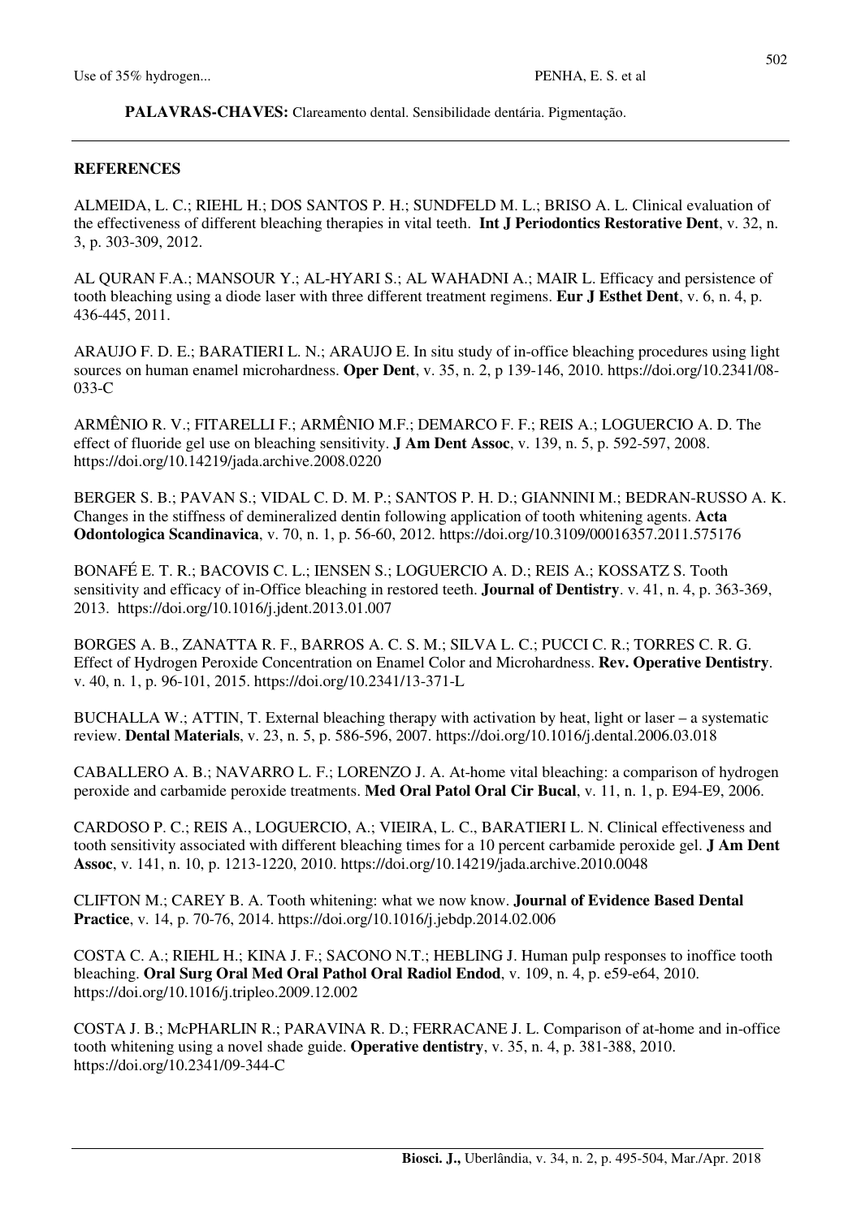**PALAVRAS-CHAVES:** Clareamento dental. Sensibilidade dentária. Pigmentação.

## REFERENCES

ALMEIDA, L. C.; RIEHL H.; DOS SANTOS P. H.; SUNDFELD M. L.; BRISO A. L. Clinical evaluation of the effectiveness of different bleaching therapies in vital teeth. **Int J Periodontics Restorative Dent**, v. 32, n. 3, p. 303-309, 2012.

AL QURAN F.A.; MANSOUR Y.; AL-HYARI S.; AL WAHADNI A.; MAIR L. Efficacy and persistence of tooth bleaching using a diode laser with three different treatment regimens. **Eur J Esthet Dent**, v. 6, n. 4, p. 436-445, 2011.

ARAUJO F. D. E.; BARATIERI L. N.; ARAUJO E. In situ study of in-office bleaching procedures using light sources on human enamel microhardness. **Oper Dent**, v. 35, n. 2, p 139-146, 2010. https://doi.org/10.2341/08-033-C

ARMÊNIO R. V.; FITARELLI F.; ARMÊNIO M.F.; DEMARCO F. F.; REIS A.; LOGUERCIO A. D. The effect of fluoride gel use on bleaching sensitivity. **J Am Dent Assoc**, v. 139, n. 5, p. 592-597, 2008. https://doi.org/10.14219/jada.archive.2008.0220

BERGER S. B.; PAVAN S.; VIDAL C. D. M. P.; SANTOS P. H. D.; GIANNINI M.; BEDRAN-RUSSO A. K. Changes in the stiffness of demineralized dentin following application of tooth whitening agents. **Acta Odontologica Scandinavica**, v. 70, n. 1, p. 56-60, 2012. https://doi.org/10.3109/00016357.2011.575176

BONAFÉ E. T. R.; BACOVIS C. L.; IENSEN S.; LOGUERCIO A. D.; REIS A.; KOSSATZ S. Tooth sensitivity and efficacy of in-Office bleaching in restored teeth. **Journal of Dentistry**. v. 41, n. 4, p. 363-369, 2013. https://doi.org/10.1016/j.jdent.2013.01.007

BORGES A. B., ZANATTA R. F., BARROS A. C. S. M.; SILVA L. C.; PUCCI C. R.; TORRES C. R. G. Effect of Hydrogen Peroxide Concentration on Enamel Color and Microhardness. **Rev. Operative Dentistry**. v. 40, n. 1, p. 96-101, 2015. https://doi.org/10.2341/13-371-L

BUCHALLA W.; ATTIN, T. External bleaching therapy with activation by heat, light or laser – a systematic review. **Dental Materials**, v. 23, n. 5, p. 586-596, 2007. https://doi.org/10.1016/j.dental.2006.03.018

CABALLERO A. B.; NAVARRO L. F.; LORENZO J. A. At-home vital bleaching: a comparison of hydrogen peroxide and carbamide peroxide treatments. **Med Oral Patol Oral Cir Bucal**, v. 11, n. 1, p. E94-E9, 2006.

CARDOSO P. C.; REIS A., LOGUERCIO, A.; VIEIRA, L. C., BARATIERI L. N. Clinical effectiveness and tooth sensitivity associated with different bleaching times for a 10 percent carbamide peroxide gel. **J Am Dent Assoc**, v. 141, n. 10, p. 1213-1220, 2010. https://doi.org/10.14219/jada.archive.2010.0048

CLIFTON M.; CAREY B. A. Tooth whitening: what we now know. **Journal of Evidence Based Dental Practice**, v. 14, p. 70-76, 2014. https://doi.org/10.1016/j.jebdp.2014.02.006

COSTA C. A.; RIEHL H.; KINA J. F.; SACONO N.T.; HEBLING J. Human pulp responses to inoffice tooth bleaching. **Oral Surg Oral Med Oral Pathol Oral Radiol Endod**, v. 109, n. 4, p. e59-e64, 2010. https://doi.org/10.1016/j.tripleo.2009.12.002

COSTA J. B.; McPHARLIN R.; PARAVINA R. D.; FERRACANE J. L. Comparison of at-home and in-office tooth whitening using a novel shade guide. **Operative dentistry**, v. 35, n. 4, p. 381-388, 2010. https://doi.org/10.2341/09-344-C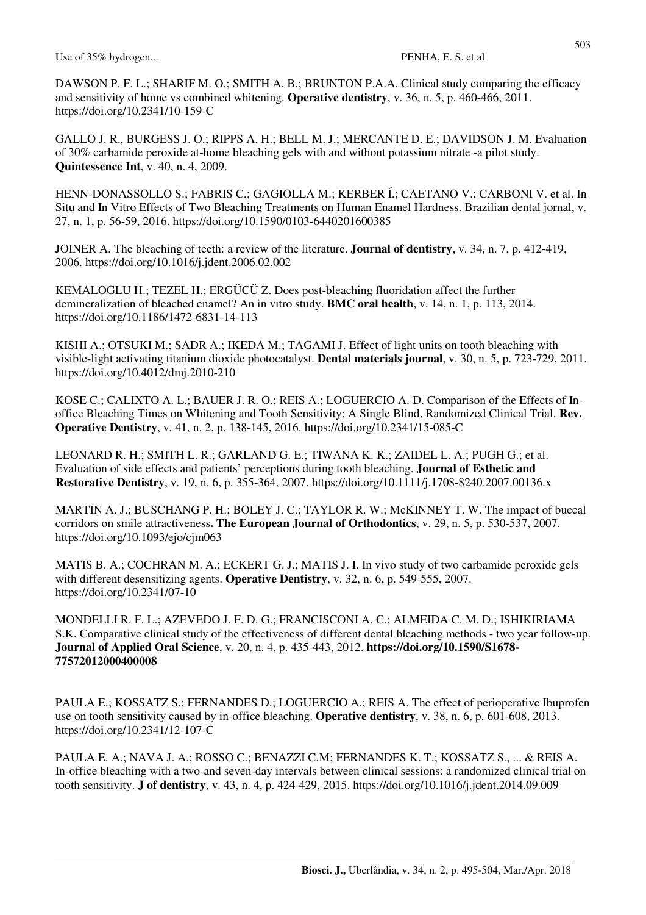DAWSON P. F. L.; SHARIF M. O.; SMITH A. B.; BRUNTON P.A.A. Clinical study comparing the efficacy and sensitivity of home vs combined whitening. **Operative dentistry**, v. 36, n. 5, p. 460-466, 2011. https://doi.org/10.2341/10-159-C

GALLO J. R., BURGESS J. O.; RIPPS A. H.; BELL M. J.; MERCANTE D. E.; DAVIDSON J. M. Evaluation of 30% carbamide peroxide at-home bleaching gels with and without potassium nitrate -a pilot study. **Quintessence Int**, v. 40, n. 4, 2009.

HENN-DONASSOLLO S.; FABRIS C.; GAGIOLLA M.; KERBER Í.; CAETANO V.; CARBONI V. et al. In Situ and In Vitro Effects of Two Bleaching Treatments on Human Enamel Hardness. Brazilian dental jornal, v. 27, n. 1, p. 56-59, 2016. https://doi.org/10.1590/0103-6440201600385

JOINER A. The bleaching of teeth: a review of the literature. **Journal of dentistry,** v. 34, n. 7, p. 412-419, 2006. https://doi.org/10.1016/j.jdent.2006.02.002

KEMALOGLU H.; TEZEL H.; ERGÜCÜ Z. Does post-bleaching fluoridation affect the further demineralization of bleached enamel? An in vitro study. **BMC oral health**, v. 14, n. 1, p. 113, 2014. https://doi.org/10.1186/1472-6831-14-113

KISHI A.; OTSUKI M.; SADR A.; IKEDA M.; TAGAMI J. Effect of light units on tooth bleaching with visible-light activating titanium dioxide photocatalyst. **Dental materials journal**, v. 30, n. 5, p. 723-729, 2011. https://doi.org/10.4012/dmj.2010-210

KOSE C.; CALIXTO A. L.; BAUER J. R. O.; REIS A.; LOGUERCIO A. D. Comparison of the Effects of In-office Bleaching Times on Whitening and Tooth Sensitivity: A Single Blind, Randomized Clinical Trial. **Rev. Operative Dentistry**, v. 41, n. 2, p. 138-145, 2016. https://doi.org/10.2341/15-085-C

LEONARD R. H.; SMITH L. R.; GARLAND G. E.; TIWANA K. K.; ZAIDEL L. A.; PUGH G.; et al. Evaluation of side effects and patients' perceptions during tooth bleaching. **Journal of Esthetic and Restorative Dentistry**, v. 19, n. 6, p. 355-364, 2007. https://doi.org/10.1111/j.1708-8240.2007.00136.x

MARTIN A. J.; BUSCHANG P. H.; BOLEY J. C.; TAYLOR R. W.; McKINNEY T. W. The impact of buccal corridors on smile attractiveness**. The European Journal of Orthodontics**, v. 29, n. 5, p. 530-537, 2007. https://doi.org/10.1093/ejo/cjm063

MATIS B. A.; COCHRAN M. A.; ECKERT G. J.; MATIS J. I. In vivo study of two carbamide peroxide gels with different desensitizing agents. **Operative Dentistry**, v. 32, n. 6, p. 549-555, 2007. https://doi.org/10.2341/07-10

MONDELLI R. F. L.; AZEVEDO J. F. D. G.; FRANCISCONI A. C.; ALMEIDA C. M. D.; ISHIKIRIAMA S.K. Comparative clinical study of the effectiveness of different dental bleaching methods - two year follow-up. **Journal of Applied Oral Science**, v. 20, n. 4, p. 435-443, 2012. **https://doi.org/10.1590/S1678-77572012000400008**

PAULA E.; KOSSATZ S.; FERNANDES D.; LOGUERCIO A.; REIS A. The effect of perioperative Ibuprofen use on tooth sensitivity caused by in-office bleaching. **Operative dentistry**, v. 38, n. 6, p. 601-608, 2013. https://doi.org/10.2341/12-107-C

PAULA E. A.; NAVA J. A.; ROSSO C.; BENAZZI C.M; FERNANDES K. T.; KOSSATZ S., ... & REIS A. In-office bleaching with a two-and seven-day intervals between clinical sessions: a randomized clinical trial on tooth sensitivity. **J of dentistry**, v. 43, n. 4, p. 424-429, 2015. https://doi.org/10.1016/j.jdent.2014.09.009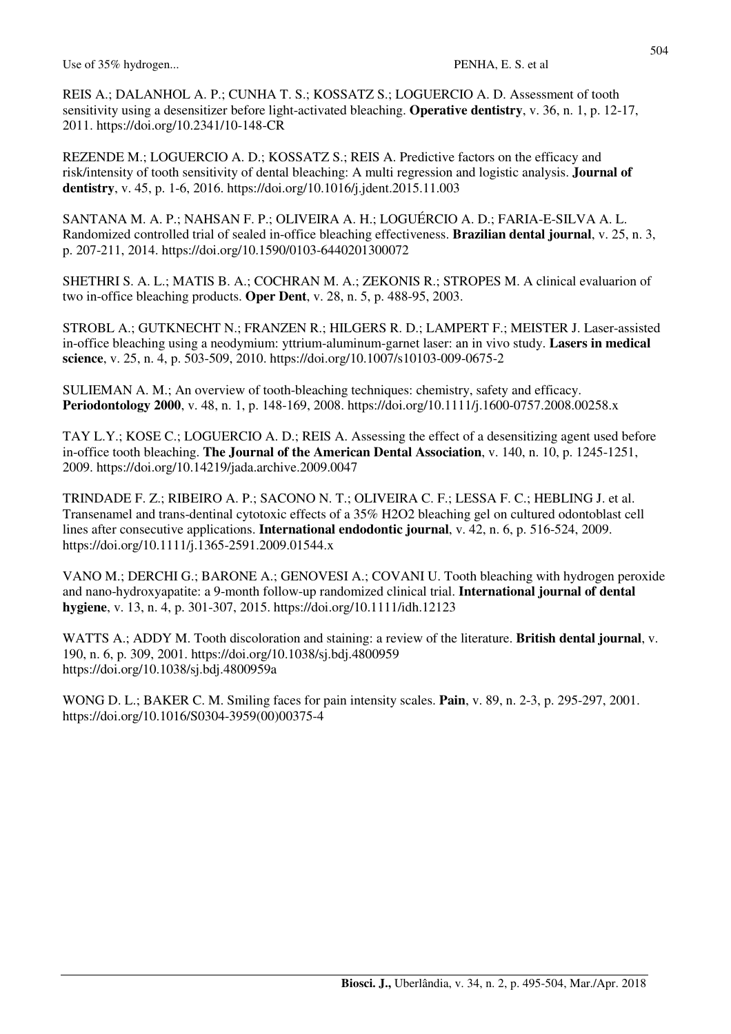REIS A.; DALANHOL A. P.; CUNHA T. S.; KOSSATZ S.; LOGUERCIO A. D. Assessment of tooth sensitivity using a desensitizer before light-activated bleaching. **Operative dentistry**, v. 36, n. 1, p. 12-17, 2011. https://doi.org/10.2341/10-148-CR

REZENDE M.; LOGUERCIO A. D.; KOSSATZ S.; REIS A. Predictive factors on the efficacy and risk/intensity of tooth sensitivity of dental bleaching: A multi regression and logistic analysis. **Journal of dentistry**, v. 45, p. 1-6, 2016. https://doi.org/10.1016/j.jdent.2015.11.003

SANTANA M. A. P.; NAHSAN F. P.; OLIVEIRA A. H.; LOGUÉRCIO A. D.; FARIA-E-SILVA A. L. Randomized controlled trial of sealed in-office bleaching effectiveness. **Brazilian dental journal**, v. 25, n. 3, p. 207-211, 2014. https://doi.org/10.1590/0103-6440201300072

SHETHRI S. A. L.; MATIS B. A.; COCHRAN M. A.; ZEKONIS R.; STROPES M. A clinical evaluarion of two in-office bleaching products. **Oper Dent**, v. 28, n. 5, p. 488-95, 2003.

STROBL A.; GUTKNECHT N.; FRANZEN R.; HILGERS R. D.; LAMPERT F.; MEISTER J. Laser-assisted in-office bleaching using a neodymium: yttrium-aluminum-garnet laser: an in vivo study. **Lasers in medical science**, v. 25, n. 4, p. 503-509, 2010. https://doi.org/10.1007/s10103-009-0675-2

SULIEMAN A. M.; An overview of tooth-bleaching techniques: chemistry, safety and efficacy. **Periodontology 2000**, v. 48, n. 1, p. 148-169, 2008. https://doi.org/10.1111/j.1600-0757.2008.00258.x

TAY L.Y.; KOSE C.; LOGUERCIO A. D.; REIS A. Assessing the effect of a desensitizing agent used before in-office tooth bleaching. **The Journal of the American Dental Association**, v. 140, n. 10, p. 1245-1251, 2009. https://doi.org/10.14219/jada.archive.2009.0047

TRINDADE F. Z.; RIBEIRO A. P.; SACONO N. T.; OLIVEIRA C. F.; LESSA F. C.; HEBLING J. et al. Transenamel and trans-dentinal cytotoxic effects of a 35% $H_2O_2$ bleaching gel on cultured odontoblast cell lines after consecutive applications. **International endodontic journal**, v. 42, n. 6, p. 516-524, 2009. https://doi.org/10.1111/j.1365-2591.2009.01544.x

VANO M.; DERCHI G.; BARONE A.; GENOVESI A.; COVANI U. Tooth bleaching with hydrogen peroxide and nano-hydroxyapatite: a 9-month follow-up randomized clinical trial. **International journal of dental hygiene**, v. 13, n. 4, p. 301-307, 2015. https://doi.org/10.1111/idh.12123

WATTS A.; ADDY M. Tooth discoloration and staining: a review of the literature. **British dental journal**, v. 190, n. 6, p. 309, 2001. https://doi.org/10.1038/sj.bdj.4800959 https://doi.org/10.1038/sj.bdj.4800959a

WONG D. L.; BAKER C. M. Smiling faces for pain intensity scales. **Pain**, v. 89, n. 2-3, p. 295-297, 2001. https://doi.org/10.1016/S0304-3959(00)00375-4